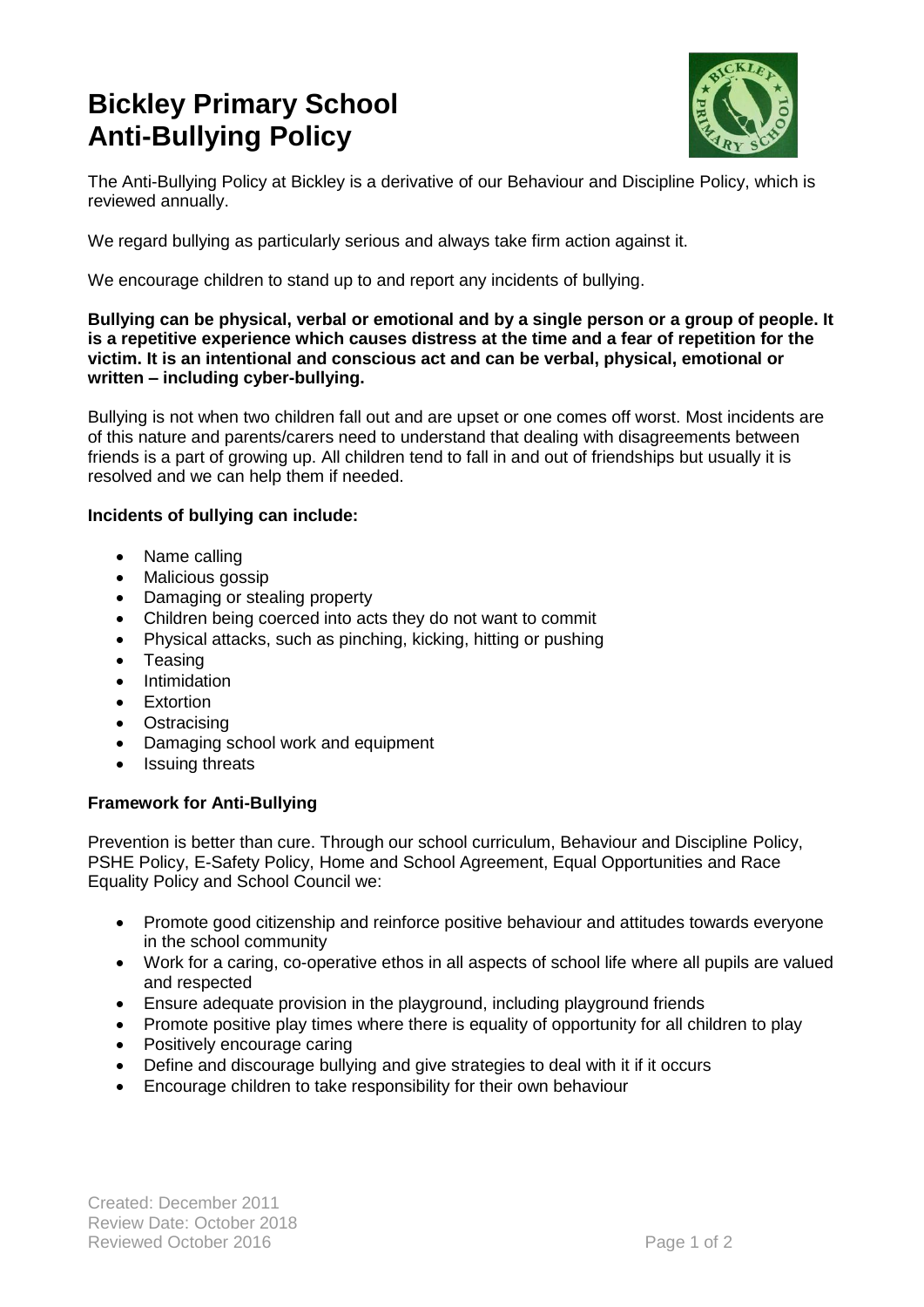# Bickley Primary School
# Anti-Bullying Policy

The Anti-Bullying Policy at Bickley is a derivative of our Behaviour and Discipline Policy, which is reviewed annually.

We regard bullying as particularly serious and always take firm action against it.

We encourage children to stand up to and report any incidents of bullying.

**Bullying can be physical, verbal or emotional and by a single person or a group of people. It is a repetitive experience which causes distress at the time and a fear of repetition for the victim. It is an intentional and conscious act and can be verbal, physical, emotional or written – including cyber-bullying.**

Bullying is not when two children fall out and are upset or one comes off worst. Most incidents are of this nature and parents/carers need to understand that dealing with disagreements between friends is a part of growing up. All children tend to fall in and out of friendships but usually it is resolved and we can help them if needed.

**Incidents of bullying can include:**

- Name calling
- Malicious gossip
- Damaging or stealing property
- Children being coerced into acts they do not want to commit
- Physical attacks, such as pinching, kicking, hitting or pushing
- Teasing
- Intimidation
- Extortion
- Ostracising
- Damaging school work and equipment
- Issuing threats

**Framework for Anti-Bullying**

Prevention is better than cure. Through our school curriculum, Behaviour and Discipline Policy, PSHE Policy, E-Safety Policy, Home and School Agreement, Equal Opportunities and Race Equality Policy and School Council we:

- Promote good citizenship and reinforce positive behaviour and attitudes towards everyone in the school community
- Work for a caring, co-operative ethos in all aspects of school life where all pupils are valued and respected
- Ensure adequate provision in the playground, including playground friends
- Promote positive play times where there is equality of opportunity for all children to play
- Positively encourage caring
- Define and discourage bullying and give strategies to deal with it if it occurs
- Encourage children to take responsibility for their own behaviour

Created: December 2011
Review Date: October 2018
Reviewed October 2016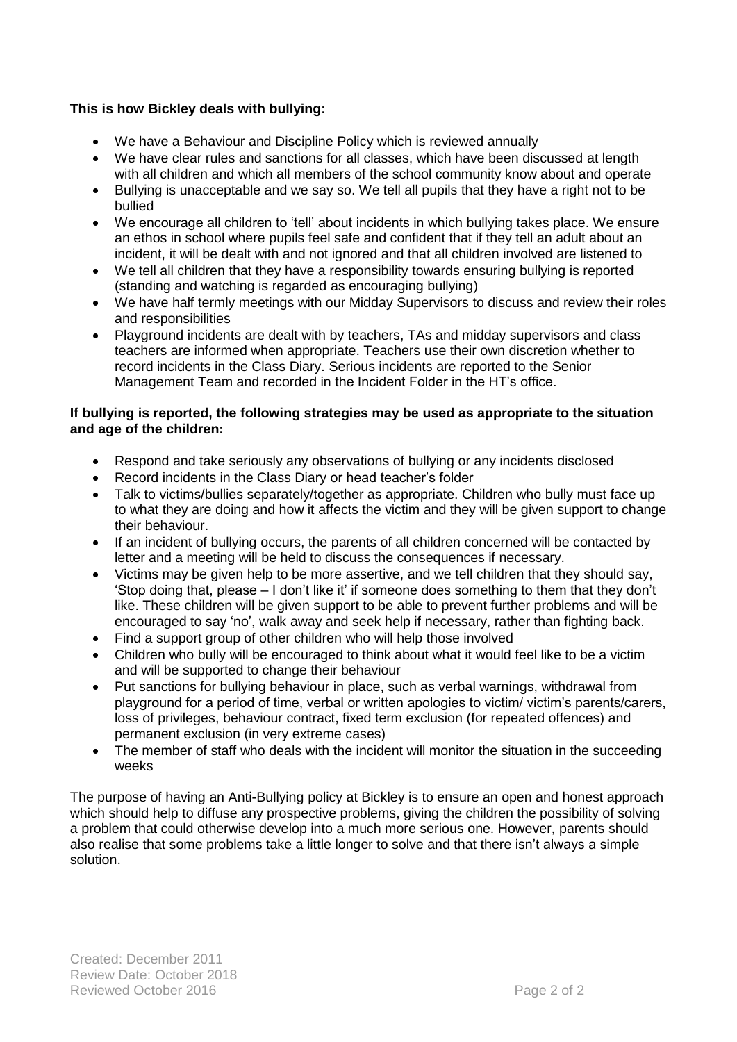**This is how Bickley deals with bullying:**

- We have a Behaviour and Discipline Policy which is reviewed annually
- We have clear rules and sanctions for all classes, which have been discussed at length with all children and which all members of the school community know about and operate
- Bullying is unacceptable and we say so. We tell all pupils that they have a right not to be bullied
- We encourage all children to 'tell' about incidents in which bullying takes place. We ensure an ethos in school where pupils feel safe and confident that if they tell an adult about an incident, it will be dealt with and not ignored and that all children involved are listened to
- We tell all children that they have a responsibility towards ensuring bullying is reported (standing and watching is regarded as encouraging bullying)
- We have half termly meetings with our Midday Supervisors to discuss and review their roles and responsibilities
- Playground incidents are dealt with by teachers, TAs and midday supervisors and class teachers are informed when appropriate. Teachers use their own discretion whether to record incidents in the Class Diary. Serious incidents are reported to the Senior Management Team and recorded in the Incident Folder in the HT's office.

**If bullying is reported, the following strategies may be used as appropriate to the situation and age of the children:**

- Respond and take seriously any observations of bullying or any incidents disclosed
- Record incidents in the Class Diary or head teacher's folder
- Talk to victims/bullies separately/together as appropriate. Children who bully must face up to what they are doing and how it affects the victim and they will be given support to change their behaviour.
- If an incident of bullying occurs, the parents of all children concerned will be contacted by letter and a meeting will be held to discuss the consequences if necessary.
- Victims may be given help to be more assertive, and we tell children that they should say, 'Stop doing that, please – I don't like it' if someone does something to them that they don't like. These children will be given support to be able to prevent further problems and will be encouraged to say 'no', walk away and seek help if necessary, rather than fighting back.
- Find a support group of other children who will help those involved
- Children who bully will be encouraged to think about what it would feel like to be a victim and will be supported to change their behaviour
- Put sanctions for bullying behaviour in place, such as verbal warnings, withdrawal from playground for a period of time, verbal or written apologies to victim/ victim's parents/carers, loss of privileges, behaviour contract, fixed term exclusion (for repeated offences) and permanent exclusion (in very extreme cases)
- The member of staff who deals with the incident will monitor the situation in the succeeding weeks

The purpose of having an Anti-Bullying policy at Bickley is to ensure an open and honest approach which should help to diffuse any prospective problems, giving the children the possibility of solving a problem that could otherwise develop into a much more serious one. However, parents should also realise that some problems take a little longer to solve and that there isn't always a simple solution.

Created: December 2011
Review Date: October 2018
Reviewed October 2016